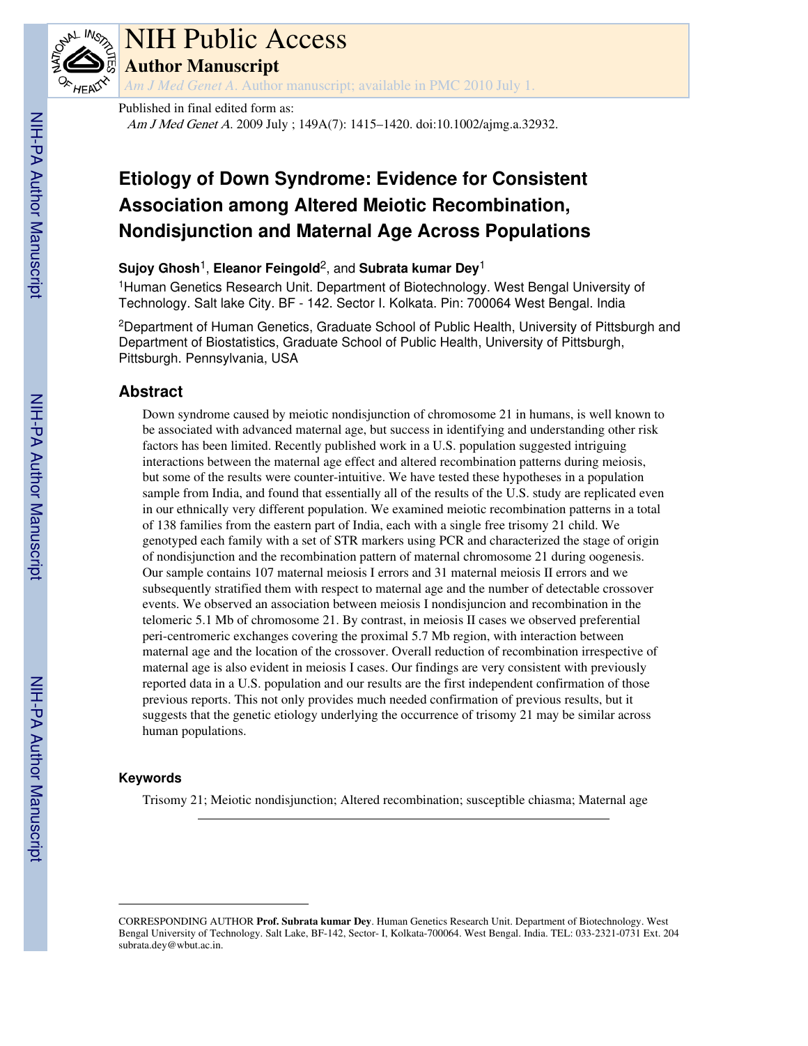# NIH Public Access

## Author Manuscript

*Am J Med Genet A*. Author manuscript; available in PMC 2010 July 1.

Published in final edited form as:

*Am J Med Genet A*. 2009 July ; 149A(7): 1415–1420. doi:10.1002/ajmg.a.32932.

# Etiology of Down Syndrome: Evidence for Consistent Association among Altered Meiotic Recombination, Nondisjunction and Maternal Age Across Populations

**Sujoy Ghosh**[1], **Eleanor Feingold**[2], and **Subrata kumar Dey**[1]

[1]Human Genetics Research Unit. Department of Biotechnology. West Bengal University of Technology. Salt lake City. BF - 142. Sector I. Kolkata. Pin: 700064 West Bengal. India

[2]Department of Human Genetics, Graduate School of Public Health, University of Pittsburgh and Department of Biostatistics, Graduate School of Public Health, University of Pittsburgh, Pittsburgh. Pennsylvania, USA

## Abstract

Down syndrome caused by meiotic nondisjunction of chromosome 21 in humans, is well known to be associated with advanced maternal age, but success in identifying and understanding other risk factors has been limited. Recently published work in a U.S. population suggested intriguing interactions between the maternal age effect and altered recombination patterns during meiosis, but some of the results were counter-intuitive. We have tested these hypotheses in a population sample from India, and found that essentially all of the results of the U.S. study are replicated even in our ethnically very different population. We examined meiotic recombination patterns in a total of 138 families from the eastern part of India, each with a single free trisomy 21 child. We genotyped each family with a set of STR markers using PCR and characterized the stage of origin of nondisjunction and the recombination pattern of maternal chromosome 21 during oogenesis. Our sample contains 107 maternal meiosis I errors and 31 maternal meiosis II errors and we subsequently stratified them with respect to maternal age and the number of detectable crossover events. We observed an association between meiosis I nondisjuncion and recombination in the telomeric 5.1 Mb of chromosome 21. By contrast, in meiosis II cases we observed preferential peri-centromeric exchanges covering the proximal 5.7 Mb region, with interaction between maternal age and the location of the crossover. Overall reduction of recombination irrespective of maternal age is also evident in meiosis I cases. Our findings are very consistent with previously reported data in a U.S. population and our results are the first independent confirmation of those previous reports. This not only provides much needed confirmation of previous results, but it suggests that the genetic etiology underlying the occurrence of trisomy 21 may be similar across human populations.

### Keywords

Trisomy 21; Meiotic nondisjunction; Altered recombination; susceptible chiasma; Maternal age

---

CORRESPONDING AUTHOR **Prof. Subrata kumar Dey**. Human Genetics Research Unit. Department of Biotechnology. West Bengal University of Technology. Salt Lake, BF-142, Sector- I, Kolkata-700064. West Bengal. India. TEL: 033-2321-0731 Ext. 204 subrata.dey@wbut.ac.in.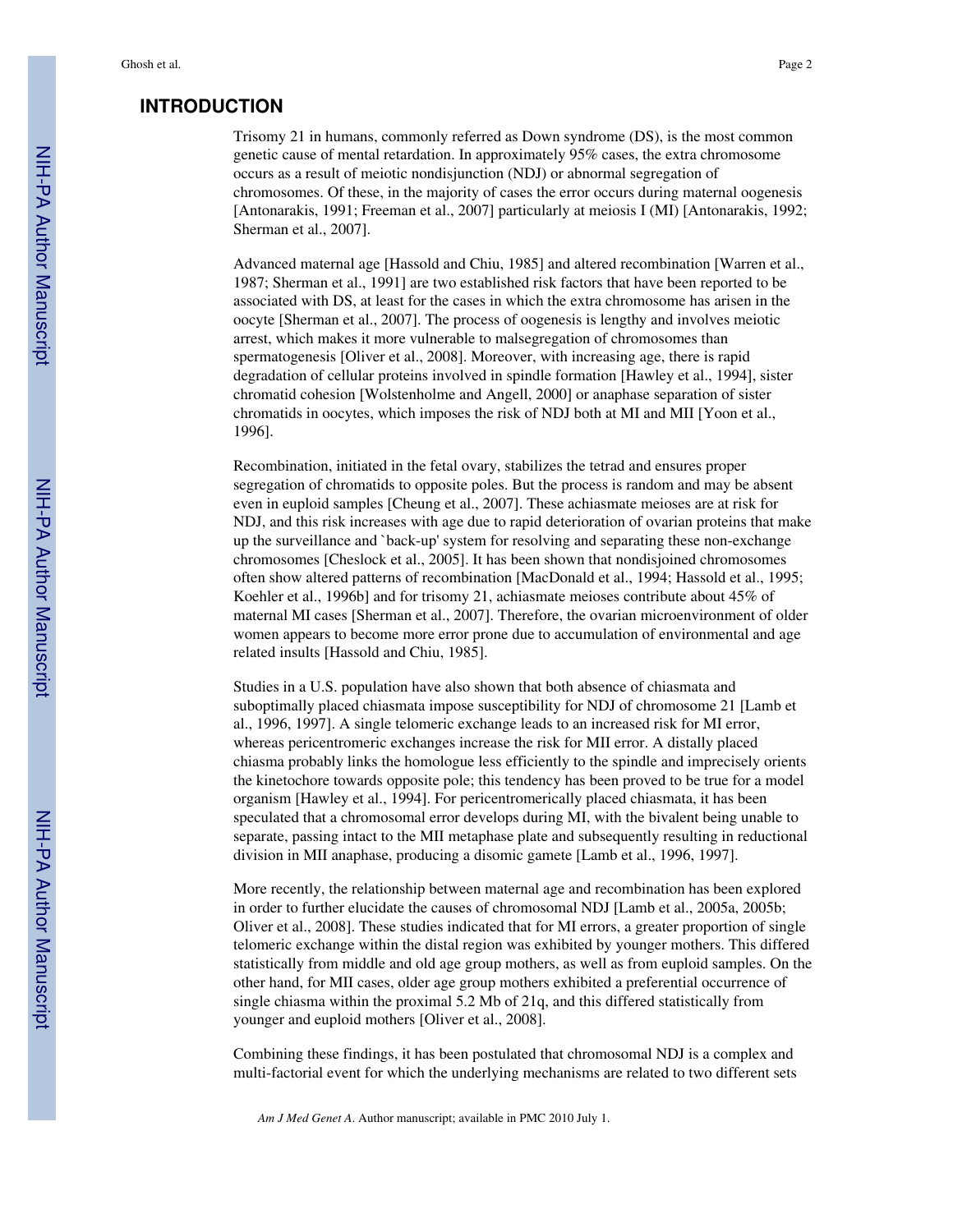## INTRODUCTION

Trisomy 21 in humans, commonly referred as Down syndrome (DS), is the most common genetic cause of mental retardation. In approximately 95% cases, the extra chromosome occurs as a result of meiotic nondisjunction (NDJ) or abnormal segregation of chromosomes. Of these, in the majority of cases the error occurs during maternal oogenesis [Antonarakis, 1991; Freeman et al., 2007] particularly at meiosis I (MI) [Antonarakis, 1992; Sherman et al., 2007].

Advanced maternal age [Hassold and Chiu, 1985] and altered recombination [Warren et al., 1987; Sherman et al., 1991] are two established risk factors that have been reported to be associated with DS, at least for the cases in which the extra chromosome has arisen in the oocyte [Sherman et al., 2007]. The process of oogenesis is lengthy and involves meiotic arrest, which makes it more vulnerable to malsegregation of chromosomes than spermatogenesis [Oliver et al., 2008]. Moreover, with increasing age, there is rapid degradation of cellular proteins involved in spindle formation [Hawley et al., 1994], sister chromatid cohesion [Wolstenholme and Angell, 2000] or anaphase separation of sister chromatids in oocytes, which imposes the risk of NDJ both at MI and MII [Yoon et al., 1996].

Recombination, initiated in the fetal ovary, stabilizes the tetrad and ensures proper segregation of chromatids to opposite poles. But the process is random and may be absent even in euploid samples [Cheung et al., 2007]. These achiasmate meioses are at risk for NDJ, and this risk increases with age due to rapid deterioration of ovarian proteins that make up the surveillance and `back-up' system for resolving and separating these non-exchange chromosomes [Cheslock et al., 2005]. It has been shown that nondisjoined chromosomes often show altered patterns of recombination [MacDonald et al., 1994; Hassold et al., 1995; Koehler et al., 1996b] and for trisomy 21, achiasmate meioses contribute about 45% of maternal MI cases [Sherman et al., 2007]. Therefore, the ovarian microenvironment of older women appears to become more error prone due to accumulation of environmental and age related insults [Hassold and Chiu, 1985].

Studies in a U.S. population have also shown that both absence of chiasmata and suboptimally placed chiasmata impose susceptibility for NDJ of chromosome 21 [Lamb et al., 1996, 1997]. A single telomeric exchange leads to an increased risk for MI error, whereas pericentromeric exchanges increase the risk for MII error. A distally placed chiasma probably links the homologue less efficiently to the spindle and imprecisely orients the kinetochore towards opposite pole; this tendency has been proved to be true for a model organism [Hawley et al., 1994]. For pericentromerically placed chiasmata, it has been speculated that a chromosomal error develops during MI, with the bivalent being unable to separate, passing intact to the MII metaphase plate and subsequently resulting in reductional division in MII anaphase, producing a disomic gamete [Lamb et al., 1996, 1997].

More recently, the relationship between maternal age and recombination has been explored in order to further elucidate the causes of chromosomal NDJ [Lamb et al., 2005a, 2005b; Oliver et al., 2008]. These studies indicated that for MI errors, a greater proportion of single telomeric exchange within the distal region was exhibited by younger mothers. This differed statistically from middle and old age group mothers, as well as from euploid samples. On the other hand, for MII cases, older age group mothers exhibited a preferential occurrence of single chiasma within the proximal 5.2 Mb of 21q, and this differed statistically from younger and euploid mothers [Oliver et al., 2008].

Combining these findings, it has been postulated that chromosomal NDJ is a complex and multi-factorial event for which the underlying mechanisms are related to two different sets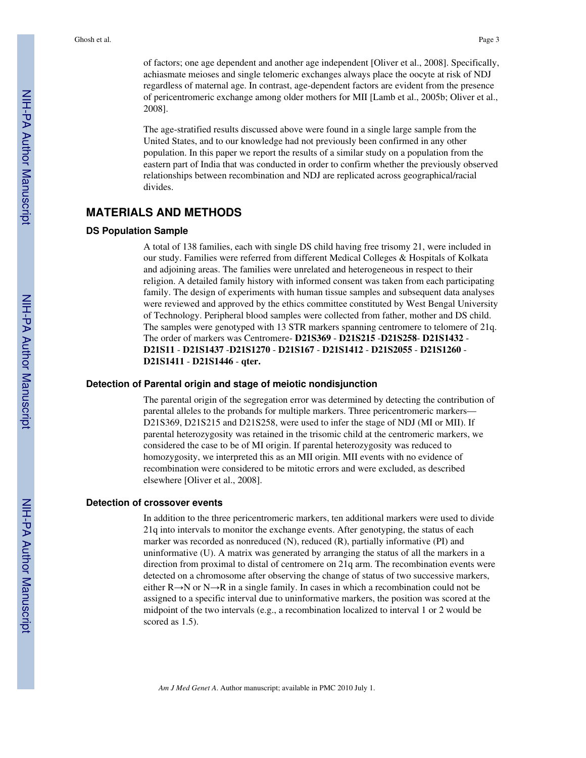of factors; one age dependent and another age independent [Oliver et al., 2008]. Specifically, achiasmate meioses and single telomeric exchanges always place the oocyte at risk of NDJ regardless of maternal age. In contrast, age-dependent factors are evident from the presence of pericentromeric exchange among older mothers for MII [Lamb et al., 2005b; Oliver et al., 2008].

The age-stratified results discussed above were found in a single large sample from the United States, and to our knowledge had not previously been confirmed in any other population. In this paper we report the results of a similar study on a population from the eastern part of India that was conducted in order to confirm whether the previously observed relationships between recombination and NDJ are replicated across geographical/racial divides.

## MATERIALS AND METHODS

### DS Population Sample

A total of 138 families, each with single DS child having free trisomy 21, were included in our study. Families were referred from different Medical Colleges & Hospitals of Kolkata and adjoining areas. The families were unrelated and heterogeneous in respect to their religion. A detailed family history with informed consent was taken from each participating family. The design of experiments with human tissue samples and subsequent data analyses were reviewed and approved by the ethics committee constituted by West Bengal University of Technology. Peripheral blood samples were collected from father, mother and DS child. The samples were genotyped with 13 STR markers spanning centromere to telomere of 21q. The order of markers was Centromere- **D21S369** - **D21S215** -**D21S258**- **D21S1432** - **D21S11** - **D21S1437** -**D21S1270** - **D21S167** - **D21S1412** - **D21S2055** - **D21S1260** - **D21S1411** - **D21S1446** - **qter.**

### Detection of Parental origin and stage of meiotic nondisjunction

The parental origin of the segregation error was determined by detecting the contribution of parental alleles to the probands for multiple markers. Three pericentromeric markers—D21S369, D21S215 and D21S258, were used to infer the stage of NDJ (MI or MII). If parental heterozygosity was retained in the trisomic child at the centromeric markers, we considered the case to be of MI origin. If parental heterozygosity was reduced to homozygosity, we interpreted this as an MII origin. MII events with no evidence of recombination were considered to be mitotic errors and were excluded, as described elsewhere [Oliver et al., 2008].

### Detection of crossover events

In addition to the three pericentromeric markers, ten additional markers were used to divide 21q into intervals to monitor the exchange events. After genotyping, the status of each marker was recorded as nonreduced (N), reduced (R), partially informative (PI) and uninformative (U). A matrix was generated by arranging the status of all the markers in a direction from proximal to distal of centromere on 21q arm. The recombination events were detected on a chromosome after observing the change of status of two successive markers, either R→N or N→R in a single family. In cases in which a recombination could not be assigned to a specific interval due to uninformative markers, the position was scored at the midpoint of the two intervals (e.g., a recombination localized to interval 1 or 2 would be scored as 1.5).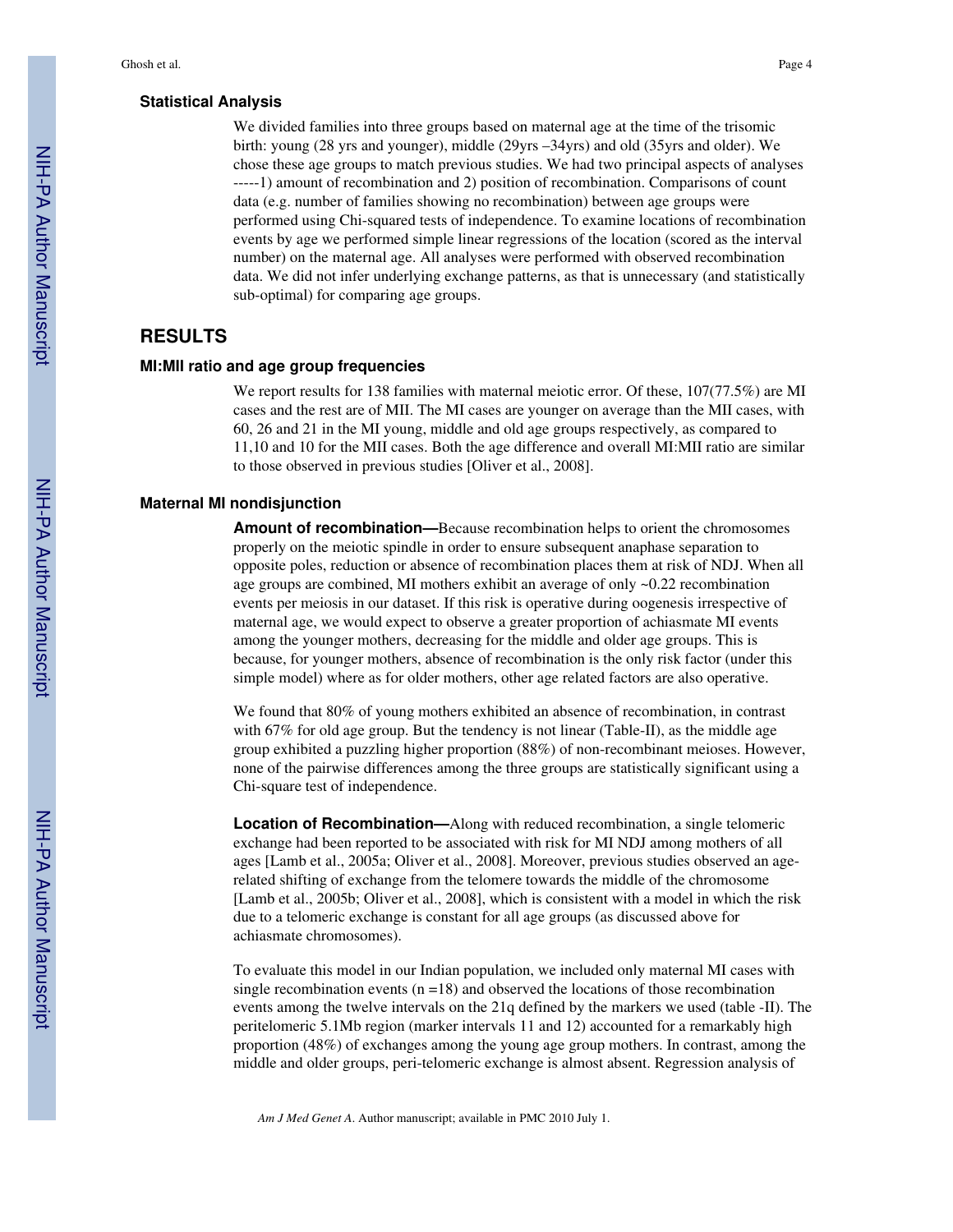### Statistical Analysis

We divided families into three groups based on maternal age at the time of the trisomic birth: young (28 yrs and younger), middle (29yrs –34yrs) and old (35yrs and older). We chose these age groups to match previous studies. We had two principal aspects of analyses -----1) amount of recombination and 2) position of recombination. Comparisons of count data (e.g. number of families showing no recombination) between age groups were performed using Chi-squared tests of independence. To examine locations of recombination events by age we performed simple linear regressions of the location (scored as the interval number) on the maternal age. All analyses were performed with observed recombination data. We did not infer underlying exchange patterns, as that is unnecessary (and statistically sub-optimal) for comparing age groups.

## RESULTS

### MI:MII ratio and age group frequencies

We report results for 138 families with maternal meiotic error. Of these, 107(77.5%) are MI cases and the rest are of MII. The MI cases are younger on average than the MII cases, with 60, 26 and 21 in the MI young, middle and old age groups respectively, as compared to 11,10 and 10 for the MII cases. Both the age difference and overall MI:MII ratio are similar to those observed in previous studies [Oliver et al., 2008].

### Maternal MI nondisjunction

**Amount of recombination—**Because recombination helps to orient the chromosomes properly on the meiotic spindle in order to ensure subsequent anaphase separation to opposite poles, reduction or absence of recombination places them at risk of NDJ. When all age groups are combined, MI mothers exhibit an average of only ~0.22 recombination events per meiosis in our dataset. If this risk is operative during oogenesis irrespective of maternal age, we would expect to observe a greater proportion of achiasmate MI events among the younger mothers, decreasing for the middle and older age groups. This is because, for younger mothers, absence of recombination is the only risk factor (under this simple model) where as for older mothers, other age related factors are also operative.

We found that 80% of young mothers exhibited an absence of recombination, in contrast with 67% for old age group. But the tendency is not linear (Table-II), as the middle age group exhibited a puzzling higher proportion (88%) of non-recombinant meioses. However, none of the pairwise differences among the three groups are statistically significant using a Chi-square test of independence.

**Location of Recombination—**Along with reduced recombination, a single telomeric exchange had been reported to be associated with risk for MI NDJ among mothers of all ages [Lamb et al., 2005a; Oliver et al., 2008]. Moreover, previous studies observed an age-related shifting of exchange from the telomere towards the middle of the chromosome [Lamb et al., 2005b; Oliver et al., 2008], which is consistent with a model in which the risk due to a telomeric exchange is constant for all age groups (as discussed above for achiasmate chromosomes).

To evaluate this model in our Indian population, we included only maternal MI cases with single recombination events (n =18) and observed the locations of those recombination events among the twelve intervals on the 21q defined by the markers we used (table -II). The peritelomeric 5.1Mb region (marker intervals 11 and 12) accounted for a remarkably high proportion (48%) of exchanges among the young age group mothers. In contrast, among the middle and older groups, peri-telomeric exchange is almost absent. Regression analysis of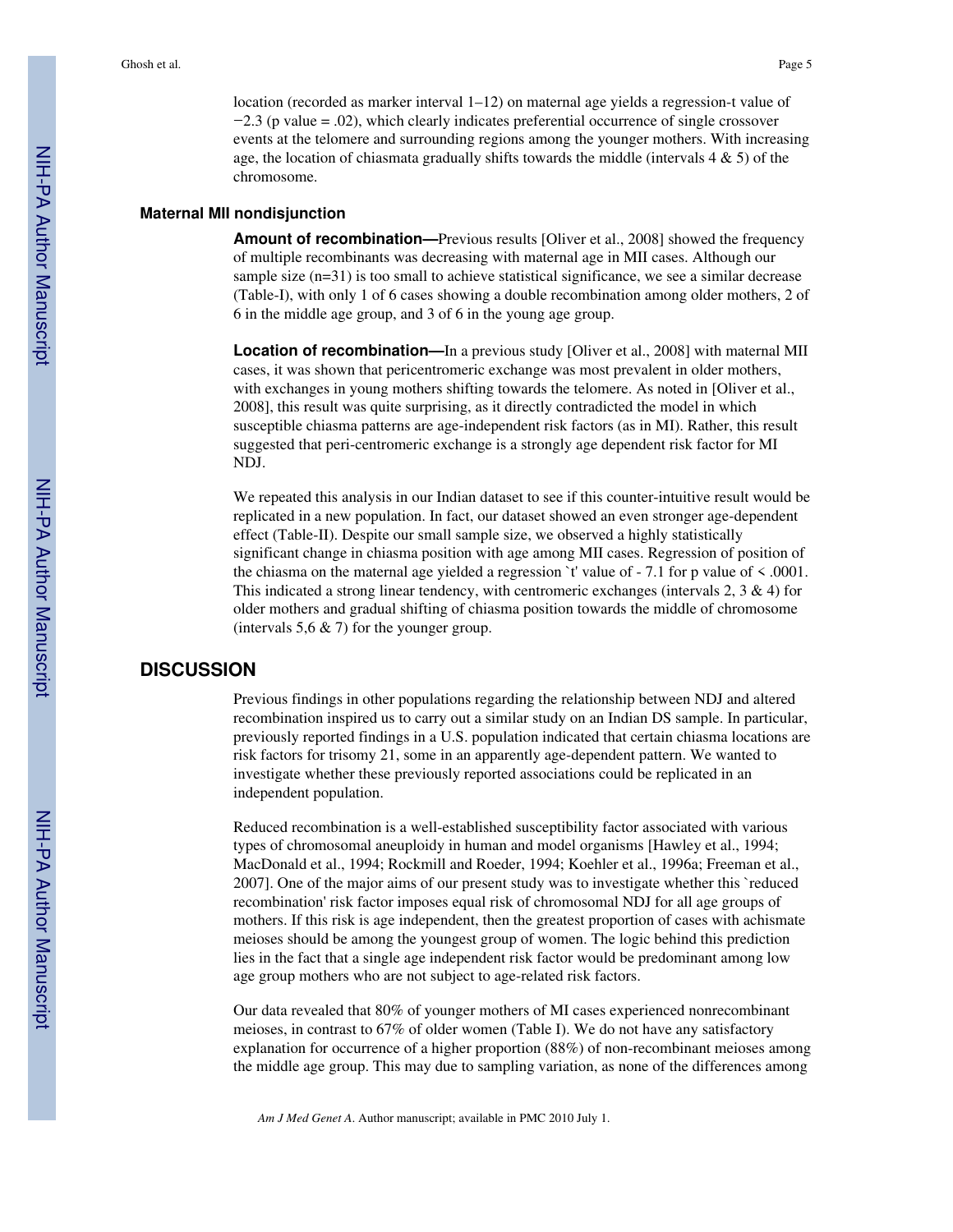location (recorded as marker interval 1–12) on maternal age yields a regression-t value of −2.3 (p value = .02), which clearly indicates preferential occurrence of single crossover events at the telomere and surrounding regions among the younger mothers. With increasing age, the location of chiasmata gradually shifts towards the middle (intervals 4 & 5) of the chromosome.

### Maternal MII nondisjunction

**Amount of recombination—**Previous results [Oliver et al., 2008] showed the frequency of multiple recombinants was decreasing with maternal age in MII cases. Although our sample size (n=31) is too small to achieve statistical significance, we see a similar decrease (Table-I), with only 1 of 6 cases showing a double recombination among older mothers, 2 of 6 in the middle age group, and 3 of 6 in the young age group.

**Location of recombination—**In a previous study [Oliver et al., 2008] with maternal MII cases, it was shown that pericentromeric exchange was most prevalent in older mothers, with exchanges in young mothers shifting towards the telomere. As noted in [Oliver et al., 2008], this result was quite surprising, as it directly contradicted the model in which susceptible chiasma patterns are age-independent risk factors (as in MI). Rather, this result suggested that peri-centromeric exchange is a strongly age dependent risk factor for MI NDJ.

We repeated this analysis in our Indian dataset to see if this counter-intuitive result would be replicated in a new population. In fact, our dataset showed an even stronger age-dependent effect (Table-II). Despite our small sample size, we observed a highly statistically significant change in chiasma position with age among MII cases. Regression of position of the chiasma on the maternal age yielded a regression `t' value of - 7.1 for p value of < .0001. This indicated a strong linear tendency, with centromeric exchanges (intervals 2, 3 & 4) for older mothers and gradual shifting of chiasma position towards the middle of chromosome (intervals 5,6 & 7) for the younger group.

## DISCUSSION

Previous findings in other populations regarding the relationship between NDJ and altered recombination inspired us to carry out a similar study on an Indian DS sample. In particular, previously reported findings in a U.S. population indicated that certain chiasma locations are risk factors for trisomy 21, some in an apparently age-dependent pattern. We wanted to investigate whether these previously reported associations could be replicated in an independent population.

Reduced recombination is a well-established susceptibility factor associated with various types of chromosomal aneuploidy in human and model organisms [Hawley et al., 1994; MacDonald et al., 1994; Rockmill and Roeder, 1994; Koehler et al., 1996a; Freeman et al., 2007]. One of the major aims of our present study was to investigate whether this `reduced recombination' risk factor imposes equal risk of chromosomal NDJ for all age groups of mothers. If this risk is age independent, then the greatest proportion of cases with achismate meioses should be among the youngest group of women. The logic behind this prediction lies in the fact that a single age independent risk factor would be predominant among low age group mothers who are not subject to age-related risk factors.

Our data revealed that 80% of younger mothers of MI cases experienced nonrecombinant meioses, in contrast to 67% of older women (Table I). We do not have any satisfactory explanation for occurrence of a higher proportion (88%) of non-recombinant meioses among the middle age group. This may due to sampling variation, as none of the differences among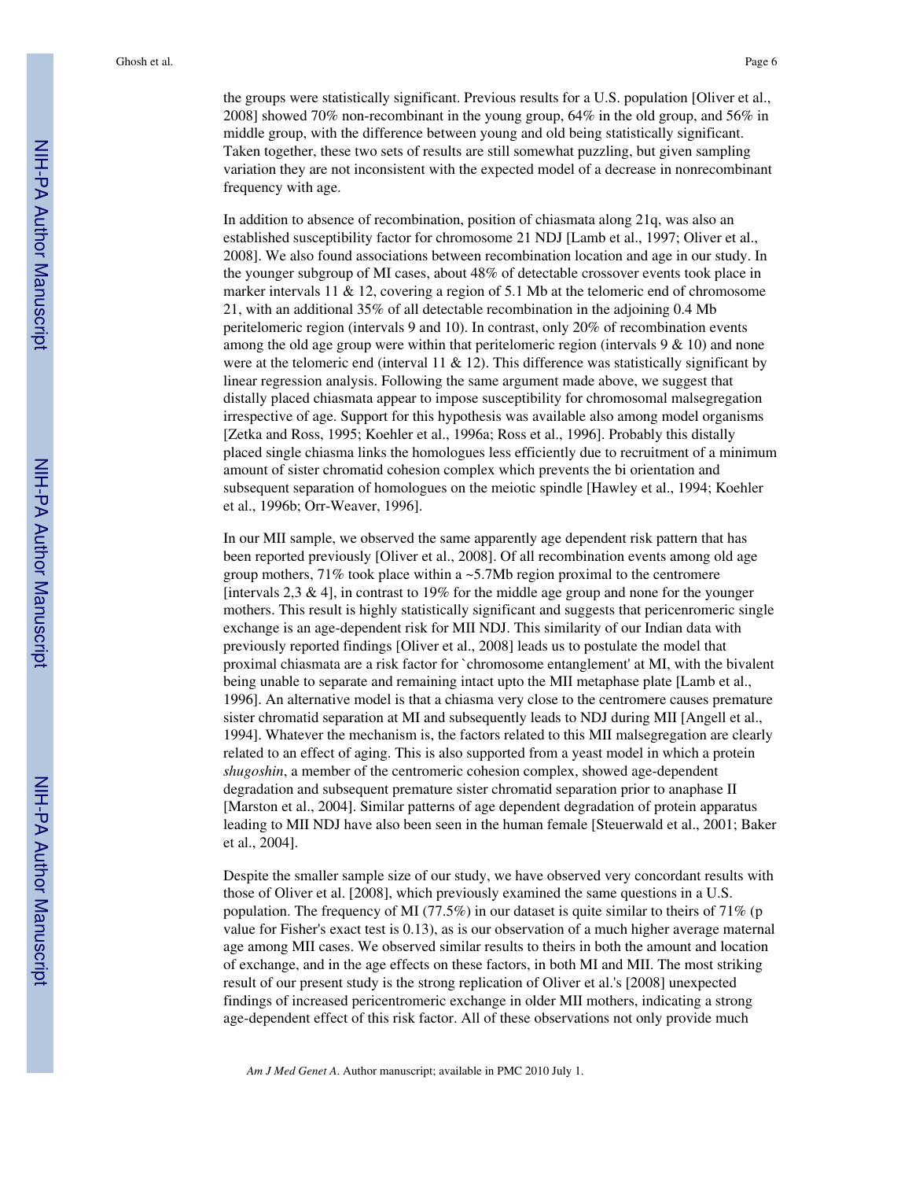the groups were statistically significant. Previous results for a U.S. population [Oliver et al., 2008] showed 70% non-recombinant in the young group, 64% in the old group, and 56% in middle group, with the difference between young and old being statistically significant. Taken together, these two sets of results are still somewhat puzzling, but given sampling variation they are not inconsistent with the expected model of a decrease in nonrecombinant frequency with age.

In addition to absence of recombination, position of chiasmata along 21q, was also an established susceptibility factor for chromosome 21 NDJ [Lamb et al., 1997; Oliver et al., 2008]. We also found associations between recombination location and age in our study. In the younger subgroup of MI cases, about 48% of detectable crossover events took place in marker intervals 11 & 12, covering a region of 5.1 Mb at the telomeric end of chromosome 21, with an additional 35% of all detectable recombination in the adjoining 0.4 Mb peritelomeric region (intervals 9 and 10). In contrast, only 20% of recombination events among the old age group were within that peritelomeric region (intervals 9 & 10) and none were at the telomeric end (interval 11 & 12). This difference was statistically significant by linear regression analysis. Following the same argument made above, we suggest that distally placed chiasmata appear to impose susceptibility for chromosomal malsegregation irrespective of age. Support for this hypothesis was available also among model organisms [Zetka and Ross, 1995; Koehler et al., 1996a; Ross et al., 1996]. Probably this distally placed single chiasma links the homologues less efficiently due to recruitment of a minimum amount of sister chromatid cohesion complex which prevents the bi orientation and subsequent separation of homologues on the meiotic spindle [Hawley et al., 1994; Koehler et al., 1996b; Orr-Weaver, 1996].

In our MII sample, we observed the same apparently age dependent risk pattern that has been reported previously [Oliver et al., 2008]. Of all recombination events among old age group mothers, 71% took place within a ~5.7Mb region proximal to the centromere [intervals 2,3 & 4], in contrast to 19% for the middle age group and none for the younger mothers. This result is highly statistically significant and suggests that pericenromeric single exchange is an age-dependent risk for MII NDJ. This similarity of our Indian data with previously reported findings [Oliver et al., 2008] leads us to postulate the model that proximal chiasmata are a risk factor for `chromosome entanglement' at MI, with the bivalent being unable to separate and remaining intact upto the MII metaphase plate [Lamb et al., 1996]. An alternative model is that a chiasma very close to the centromere causes premature sister chromatid separation at MI and subsequently leads to NDJ during MII [Angell et al., 1994]. Whatever the mechanism is, the factors related to this MII malsegregation are clearly related to an effect of aging. This is also supported from a yeast model in which a protein *shugoshin*, a member of the centromeric cohesion complex, showed age-dependent degradation and subsequent premature sister chromatid separation prior to anaphase II [Marston et al., 2004]. Similar patterns of age dependent degradation of protein apparatus leading to MII NDJ have also been seen in the human female [Steuerwald et al., 2001; Baker et al., 2004].

Despite the smaller sample size of our study, we have observed very concordant results with those of Oliver et al. [2008], which previously examined the same questions in a U.S. population. The frequency of MI (77.5%) in our dataset is quite similar to theirs of 71% (p value for Fisher's exact test is 0.13), as is our observation of a much higher average maternal age among MII cases. We observed similar results to theirs in both the amount and location of exchange, and in the age effects on these factors, in both MI and MII. The most striking result of our present study is the strong replication of Oliver et al.'s [2008] unexpected findings of increased pericentromeric exchange in older MII mothers, indicating a strong age-dependent effect of this risk factor. All of these observations not only provide much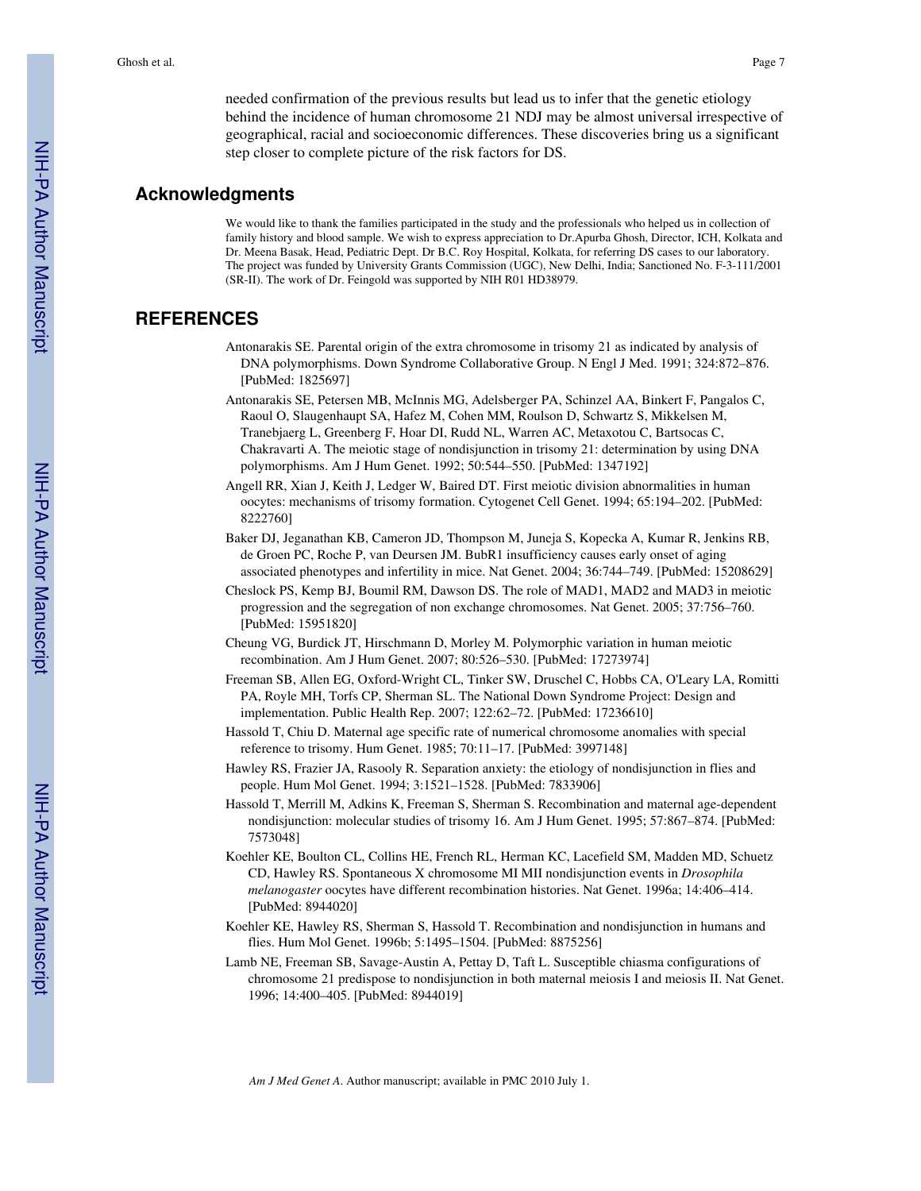needed confirmation of the previous results but lead us to infer that the genetic etiology behind the incidence of human chromosome 21 NDJ may be almost universal irrespective of geographical, racial and socioeconomic differences. These discoveries bring us a significant step closer to complete picture of the risk factors for DS.

## Acknowledgments

We would like to thank the families participated in the study and the professionals who helped us in collection of family history and blood sample. We wish to express appreciation to Dr.Apurba Ghosh, Director, ICH, Kolkata and Dr. Meena Basak, Head, Pediatric Dept. Dr B.C. Roy Hospital, Kolkata, for referring DS cases to our laboratory. The project was funded by University Grants Commission (UGC), New Delhi, India; Sanctioned No. F-3-111/2001 (SR-II). The work of Dr. Feingold was supported by NIH R01 HD38979.

## REFERENCES

Antonarakis SE. Parental origin of the extra chromosome in trisomy 21 as indicated by analysis of DNA polymorphisms. Down Syndrome Collaborative Group. N Engl J Med. 1991; 324:872–876. [PubMed: 1825697]

Antonarakis SE, Petersen MB, McInnis MG, Adelsberger PA, Schinzel AA, Binkert F, Pangalos C, Raoul O, Slaugenhaupt SA, Hafez M, Cohen MM, Roulson D, Schwartz S, Mikkelsen M, Tranebjaerg L, Greenberg F, Hoar DI, Rudd NL, Warren AC, Metaxotou C, Bartsocas C, Chakravarti A. The meiotic stage of nondisjunction in trisomy 21: determination by using DNA polymorphisms. Am J Hum Genet. 1992; 50:544–550. [PubMed: 1347192]

Angell RR, Xian J, Keith J, Ledger W, Baired DT. First meiotic division abnormalities in human oocytes: mechanisms of trisomy formation. Cytogenet Cell Genet. 1994; 65:194–202. [PubMed: 8222760]

Baker DJ, Jeganathan KB, Cameron JD, Thompson M, Juneja S, Kopecka A, Kumar R, Jenkins RB, de Groen PC, Roche P, van Deursen JM. BubR1 insufficiency causes early onset of aging associated phenotypes and infertility in mice. Nat Genet. 2004; 36:744–749. [PubMed: 15208629]

Cheslock PS, Kemp BJ, Boumil RM, Dawson DS. The role of MAD1, MAD2 and MAD3 in meiotic progression and the segregation of non exchange chromosomes. Nat Genet. 2005; 37:756–760. [PubMed: 15951820]

Cheung VG, Burdick JT, Hirschmann D, Morley M. Polymorphic variation in human meiotic recombination. Am J Hum Genet. 2007; 80:526–530. [PubMed: 17273974]

Freeman SB, Allen EG, Oxford-Wright CL, Tinker SW, Druschel C, Hobbs CA, O'Leary LA, Romitti PA, Royle MH, Torfs CP, Sherman SL. The National Down Syndrome Project: Design and implementation. Public Health Rep. 2007; 122:62–72. [PubMed: 17236610]

Hassold T, Chiu D. Maternal age specific rate of numerical chromosome anomalies with special reference to trisomy. Hum Genet. 1985; 70:11–17. [PubMed: 3997148]

Hawley RS, Frazier JA, Rasooly R. Separation anxiety: the etiology of nondisjunction in flies and people. Hum Mol Genet. 1994; 3:1521–1528. [PubMed: 7833906]

Hassold T, Merrill M, Adkins K, Freeman S, Sherman S. Recombination and maternal age-dependent nondisjunction: molecular studies of trisomy 16. Am J Hum Genet. 1995; 57:867–874. [PubMed: 7573048]

Koehler KE, Boulton CL, Collins HE, French RL, Herman KC, Lacefield SM, Madden MD, Schuetz CD, Hawley RS. Spontaneous X chromosome MI MII nondisjunction events in *Drosophila melanogaster* oocytes have different recombination histories. Nat Genet. 1996a; 14:406–414. [PubMed: 8944020]

Koehler KE, Hawley RS, Sherman S, Hassold T. Recombination and nondisjunction in humans and flies. Hum Mol Genet. 1996b; 5:1495–1504. [PubMed: 8875256]

Lamb NE, Freeman SB, Savage-Austin A, Pettay D, Taft L. Susceptible chiasma configurations of chromosome 21 predispose to nondisjunction in both maternal meiosis I and meiosis II. Nat Genet. 1996; 14:400–405. [PubMed: 8944019]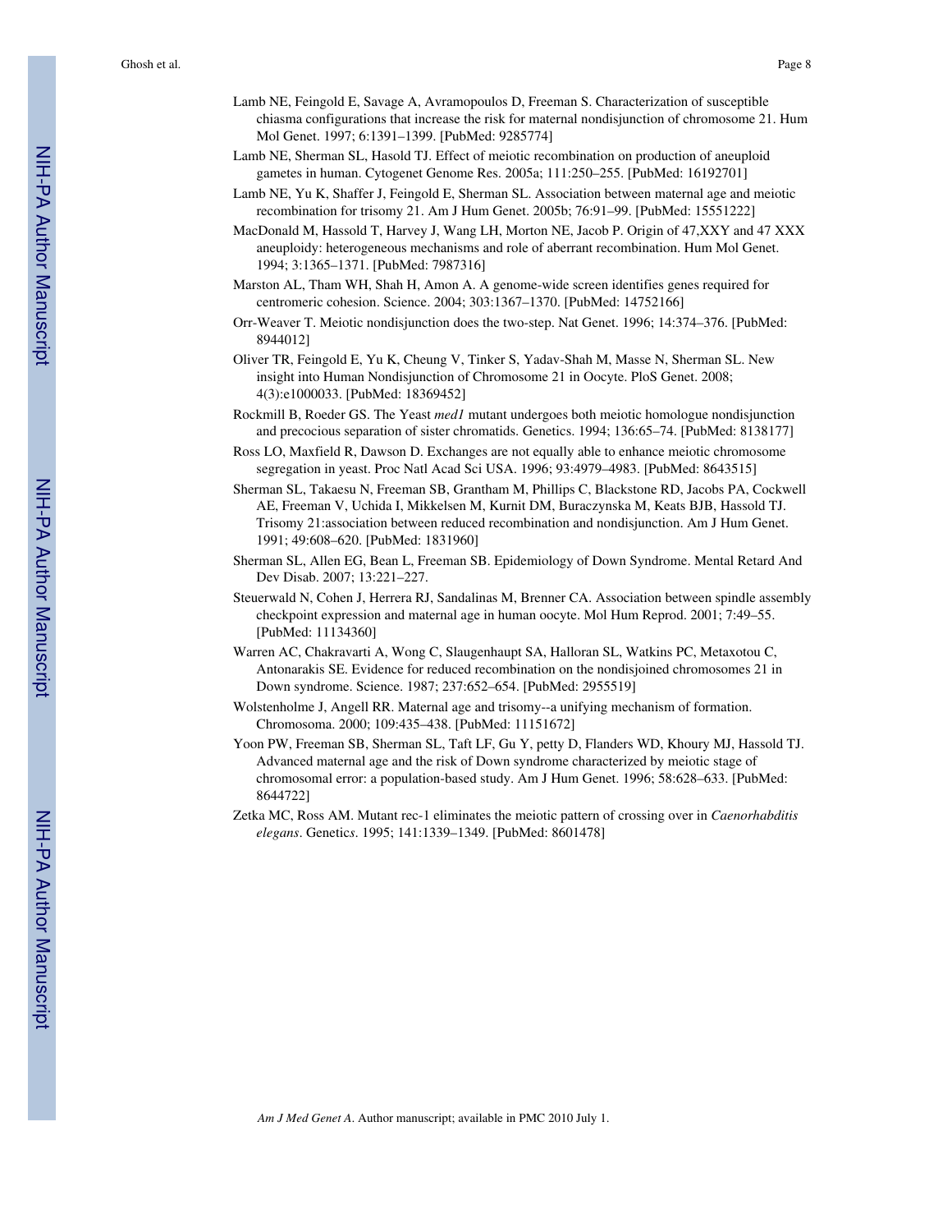Lamb NE, Feingold E, Savage A, Avramopoulos D, Freeman S. Characterization of susceptible chiasma configurations that increase the risk for maternal nondisjunction of chromosome 21. Hum Mol Genet. 1997; 6:1391–1399. [PubMed: 9285774]

Lamb NE, Sherman SL, Hasold TJ. Effect of meiotic recombination on production of aneuploid gametes in human. Cytogenet Genome Res. 2005a; 111:250–255. [PubMed: 16192701]

Lamb NE, Yu K, Shaffer J, Feingold E, Sherman SL. Association between maternal age and meiotic recombination for trisomy 21. Am J Hum Genet. 2005b; 76:91–99. [PubMed: 15551222]

MacDonald M, Hassold T, Harvey J, Wang LH, Morton NE, Jacob P. Origin of 47,XXY and 47 XXX aneuploidy: heterogeneous mechanisms and role of aberrant recombination. Hum Mol Genet. 1994; 3:1365–1371. [PubMed: 7987316]

Marston AL, Tham WH, Shah H, Amon A. A genome-wide screen identifies genes required for centromeric cohesion. Science. 2004; 303:1367–1370. [PubMed: 14752166]

Orr-Weaver T. Meiotic nondisjunction does the two-step. Nat Genet. 1996; 14:374–376. [PubMed: 8944012]

Oliver TR, Feingold E, Yu K, Cheung V, Tinker S, Yadav-Shah M, Masse N, Sherman SL. New insight into Human Nondisjunction of Chromosome 21 in Oocyte. PloS Genet. 2008; 4(3):e1000033. [PubMed: 18369452]

Rockmill B, Roeder GS. The Yeast *med1* mutant undergoes both meiotic homologue nondisjunction and precocious separation of sister chromatids. Genetics. 1994; 136:65–74. [PubMed: 8138177]

Ross LO, Maxfield R, Dawson D. Exchanges are not equally able to enhance meiotic chromosome segregation in yeast. Proc Natl Acad Sci USA. 1996; 93:4979–4983. [PubMed: 8643515]

Sherman SL, Takaesu N, Freeman SB, Grantham M, Phillips C, Blackstone RD, Jacobs PA, Cockwell AE, Freeman V, Uchida I, Mikkelsen M, Kurnit DM, Buraczynska M, Keats BJB, Hassold TJ. Trisomy 21:association between reduced recombination and nondisjunction. Am J Hum Genet. 1991; 49:608–620. [PubMed: 1831960]

Sherman SL, Allen EG, Bean L, Freeman SB. Epidemiology of Down Syndrome. Mental Retard And Dev Disab. 2007; 13:221–227.

Steuerwald N, Cohen J, Herrera RJ, Sandalinas M, Brenner CA. Association between spindle assembly checkpoint expression and maternal age in human oocyte. Mol Hum Reprod. 2001; 7:49–55. [PubMed: 11134360]

Warren AC, Chakravarti A, Wong C, Slaugenhaupt SA, Halloran SL, Watkins PC, Metaxotou C, Antonarakis SE. Evidence for reduced recombination on the nondisjoined chromosomes 21 in Down syndrome. Science. 1987; 237:652–654. [PubMed: 2955519]

Wolstenholme J, Angell RR. Maternal age and trisomy--a unifying mechanism of formation. Chromosoma. 2000; 109:435–438. [PubMed: 11151672]

Yoon PW, Freeman SB, Sherman SL, Taft LF, Gu Y, petty D, Flanders WD, Khoury MJ, Hassold TJ. Advanced maternal age and the risk of Down syndrome characterized by meiotic stage of chromosomal error: a population-based study. Am J Hum Genet. 1996; 58:628–633. [PubMed: 8644722]

Zetka MC, Ross AM. Mutant rec-1 eliminates the meiotic pattern of crossing over in *Caenorhabditis elegans*. Genetics. 1995; 141:1339–1349. [PubMed: 8601478]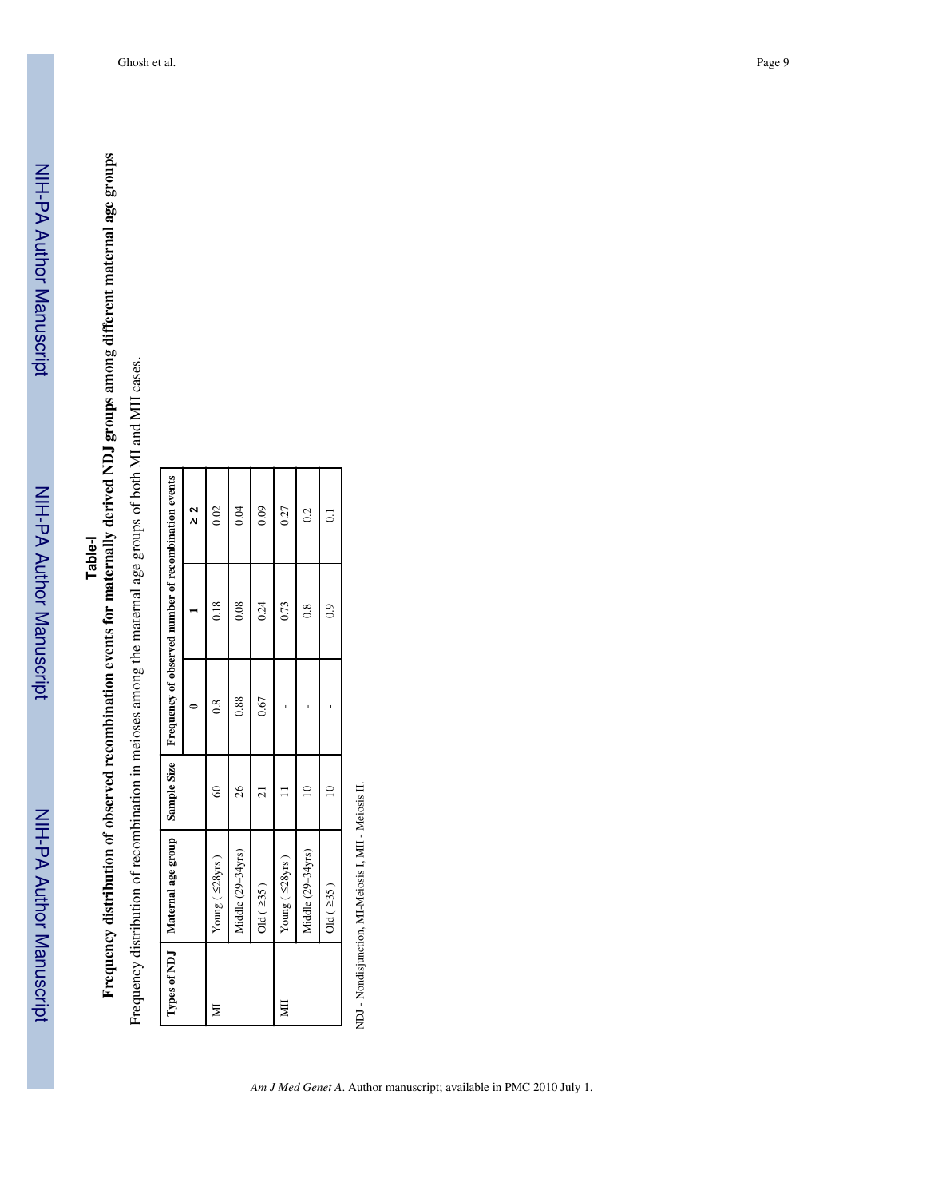## Table-I

**Frequency distribution of observed recombination events for maternally derived NDJ groups among different maternal age groups**

Frequency distribution of recombination in meioses among the maternal age groups of both MI and MII cases.

| Types of NDJ | Maternal age group | Sample Size | Frequency of observed number of recombination events | | |
|---|---|---|---|---|---|
| | | | **0** | **1** | **≥ 2** |
| MI | Young ( ≤28yrs ) | 60 | 0.8 | 0.18 | 0.02 |
| | Middle (29–34yrs) | 26 | 0.88 | 0.08 | 0.04 |
| | Old ( ≥35 ) | 21 | 0.67 | 0.24 | 0.09 |
| MII | Young ( ≤28yrs ) | 11 | - | 0.73 | 0.27 |
| | Middle (29–34yrs) | 10 | - | 0.8 | 0.2 |
| | Old ( ≥35 ) | 10 | - | 0.9 | 0.1 |

NDJ - Nondisjunction, MI-Meiosis I, MII - Meiosis II.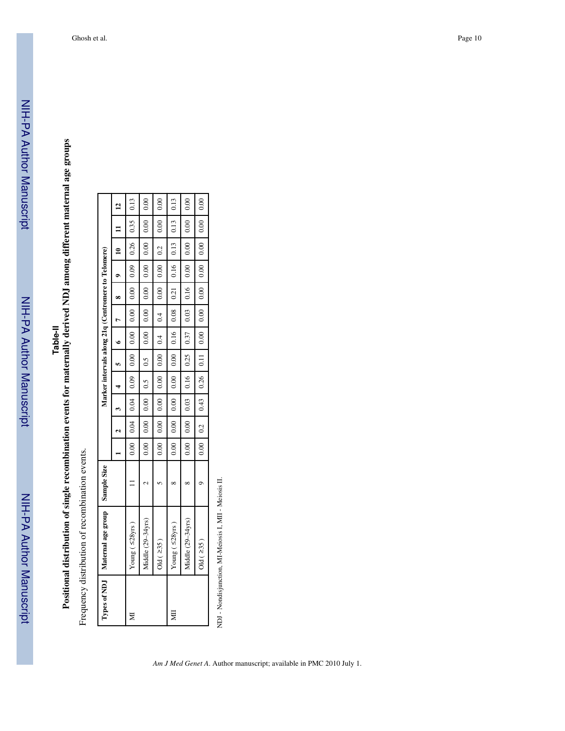## Table-II

**Positional distribution of single recombination events for maternally derived NDJ among different maternal age groups**

Frequency distribution of recombination events.

| Types of NDJ | Maternal age group | Sample Size | Marker intervals along 21q (Centromere to Telomere) | | | | | | | | | | | |
|---|---|---|---|---|---|---|---|---|---|---|---|---|---|---|
| | | | **1** | **2** | **3** | **4** | **5** | **6** | **7** | **8** | **9** | **10** | **11** | **12** |
| MI | Young ( ≤28yrs ) | 11 | 0.00 | 0.04 | 0.04 | 0.09 | 0.00 | 0.00 | 0.00 | 0.00 | 0.09 | 0.26 | 0.35 | 0.13 |
| | Middle (29–34yrs) | 2 | 0.00 | 0.00 | 0.00 | 0.5 | 0.5 | 0.00 | 0.00 | 0.00 | 0.00 | 0.00 | 0.00 | 0.00 |
| | Old ( ≥35 ) | 5 | 0.00 | 0.00 | 0.00 | 0.00 | 0.00 | 0.4 | 0.4 | 0.00 | 0.00 | 0.2 | 0.00 | 0.00 |
| MII | Young ( ≤28yrs ) | 8 | 0.00 | 0.00 | 0.00 | 0.00 | 0.00 | 0.16 | 0.08 | 0.21 | 0.16 | 0.13 | 0.13 | 0.13 |
| | Middle (29–34yrs) | 8 | 0.00 | 0.00 | 0.03 | 0.16 | 0.25 | 0.37 | 0.03 | 0.16 | 0.00 | 0.00 | 0.00 | 0.00 |
| | Old ( ≥35 ) | 9 | 0.00 | 0.2 | 0.43 | 0.26 | 0.11 | 0.00 | 0.00 | 0.00 | 0.00 | 0.00 | 0.00 | 0.00 |

NDJ - Nondisjunction, MI-Meiosis I, MII - Meiosis II.